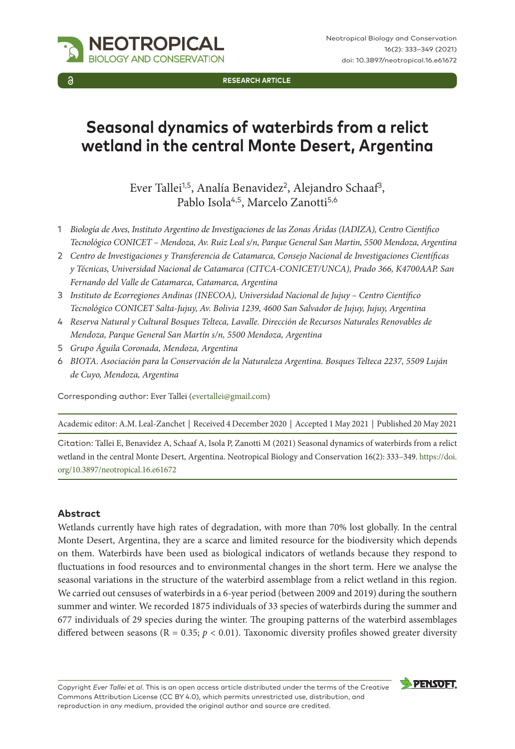RESEARCH ARTICLE

# Seasonal dynamics of waterbirds from a relict wetland in the central Monte Desert, Argentina

Ever Tallei[1,5], Analía Benavidez[2], Alejandro Schaaf[3], Pablo Isola[4,5], Marcelo Zanotti[5,6]

1 *Biología de Aves, Instituto Argentino de Investigaciones de las Zonas Áridas (IADIZA), Centro Científico Tecnológico CONICET – Mendoza, Av. Ruiz Leal s/n, Parque General San Martin, 5500 Mendoza, Argentina*
2 *Centro de Investigaciones y Transferencia de Catamarca, Consejo Nacional de Investigaciones Científicas y Técnicas, Universidad Nacional de Catamarca (CITCA-CONICET/UNCA), Prado 366, K4700AAP. San Fernando del Valle de Catamarca, Catamarca, Argentina*
3 *Instituto de Ecorregiones Andinas (INECOA), Universidad Nacional de Jujuy – Centro Científico Tecnológico CONICET Salta-Jujuy, Av. Bolivia 1239, 4600 San Salvador de Jujuy, Jujuy, Argentina*
4 *Reserva Natural y Cultural Bosques Telteca, Lavalle. Dirección de Recursos Naturales Renovables de Mendoza, Parque General San Martín s/n, 5500 Mendoza, Argentina*
5 *Grupo Águila Coronada, Mendoza, Argentina*
6 *BIOTA. Asociación para la Conservación de la Naturaleza Argentina. Bosques Telteca 2237, 5509 Luján de Cuyo, Mendoza, Argentina*

Corresponding author: Ever Tallei (evertallei@gmail.com)

Academic editor: A.M. Leal-Zanchet | Received 4 December 2020 | Accepted 1 May 2021 | Published 20 May 2021

Citation: Tallei E, Benavidez A, Schaaf A, Isola P, Zanotti M (2021) Seasonal dynamics of waterbirds from a relict wetland in the central Monte Desert, Argentina. Neotropical Biology and Conservation 16(2): 333–349. https://doi.org/10.3897/neotropical.16.e61672

## Abstract

Wetlands currently have high rates of degradation, with more than 70% lost globally. In the central Monte Desert, Argentina, they are a scarce and limited resource for the biodiversity which depends on them. Waterbirds have been used as biological indicators of wetlands because they respond to fluctuations in food resources and to environmental changes in the short term. Here we analyse the seasonal variations in the structure of the waterbird assemblage from a relict wetland in this region. We carried out censuses of waterbirds in a 6-year period (between 2009 and 2019) during the southern summer and winter. We recorded 1875 individuals of 33 species of waterbirds during the summer and 677 individuals of 29 species during the winter. The grouping patterns of the waterbird assemblages differed between seasons ($R = 0.35$; $p < 0.01$). Taxonomic diversity profiles showed greater diversity

Copyright *Ever Tallei et al*. This is an open access article distributed under the terms of the Creative Commons Attribution License (CC BY 4.0), which permits unrestricted use, distribution, and reproduction in any medium, provided the original author and source are credited.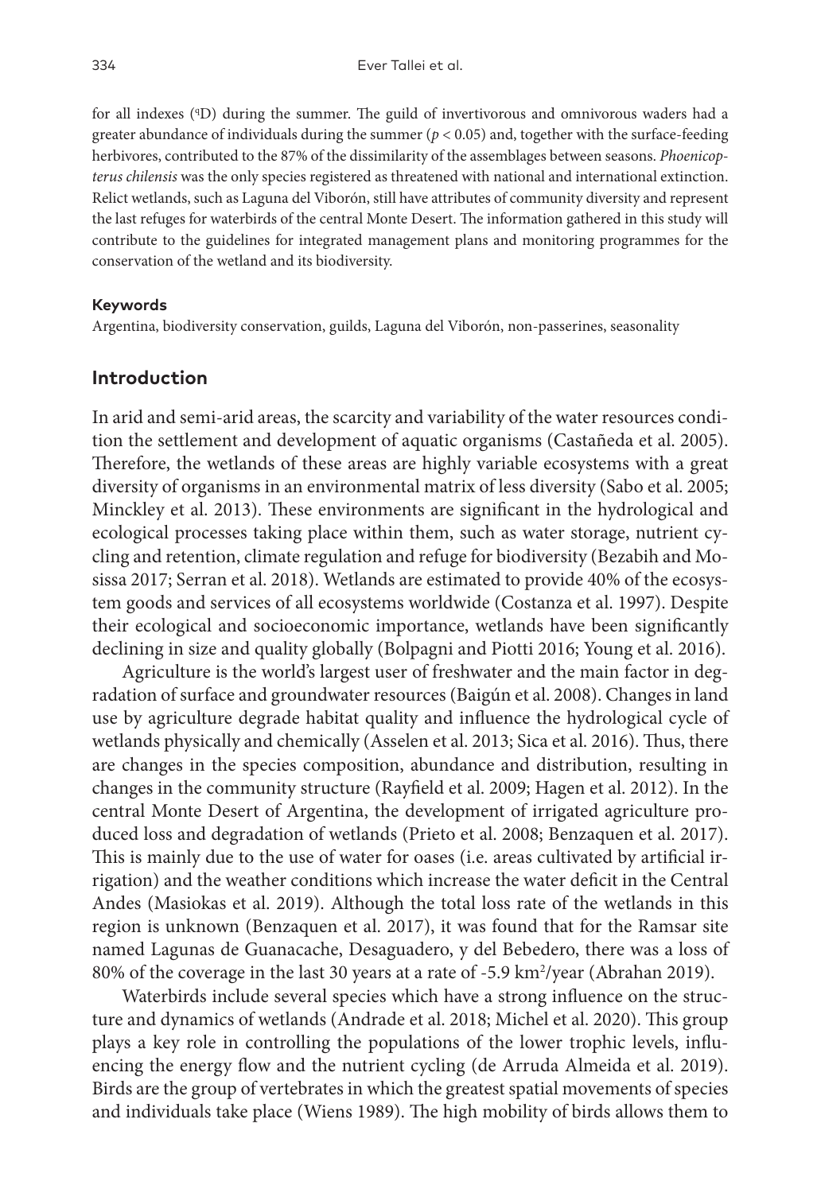for all indexes ($^{q}D$) during the summer. The guild of invertivorous and omnivorous waders had a greater abundance of individuals during the summer ($p < 0.05$) and, together with the surface-feeding herbivores, contributed to the 87% of the dissimilarity of the assemblages between seasons. *Phoenicopterus chilensis* was the only species registered as threatened with national and international extinction. Relict wetlands, such as Laguna del Viborón, still have attributes of community diversity and represent the last refuges for waterbirds of the central Monte Desert. The information gathered in this study will contribute to the guidelines for integrated management plans and monitoring programmes for the conservation of the wetland and its biodiversity.

#### Keywords

Argentina, biodiversity conservation, guilds, Laguna del Viborón, non-passerines, seasonality

## Introduction

In arid and semi-arid areas, the scarcity and variability of the water resources condition the settlement and development of aquatic organisms (Castañeda et al. 2005). Therefore, the wetlands of these areas are highly variable ecosystems with a great diversity of organisms in an environmental matrix of less diversity (Sabo et al. 2005; Minckley et al. 2013). These environments are significant in the hydrological and ecological processes taking place within them, such as water storage, nutrient cycling and retention, climate regulation and refuge for biodiversity (Bezabih and Mosissa 2017; Serran et al. 2018). Wetlands are estimated to provide 40% of the ecosystem goods and services of all ecosystems worldwide (Costanza et al. 1997). Despite their ecological and socioeconomic importance, wetlands have been significantly declining in size and quality globally (Bolpagni and Piotti 2016; Young et al. 2016).

Agriculture is the world's largest user of freshwater and the main factor in degradation of surface and groundwater resources (Baigún et al. 2008). Changes in land use by agriculture degrade habitat quality and influence the hydrological cycle of wetlands physically and chemically (Asselen et al. 2013; Sica et al. 2016). Thus, there are changes in the species composition, abundance and distribution, resulting in changes in the community structure (Rayfield et al. 2009; Hagen et al. 2012). In the central Monte Desert of Argentina, the development of irrigated agriculture produced loss and degradation of wetlands (Prieto et al. 2008; Benzaquen et al. 2017). This is mainly due to the use of water for oases (i.e. areas cultivated by artificial irrigation) and the weather conditions which increase the water deficit in the Central Andes (Masiokas et al. 2019). Although the total loss rate of the wetlands in this region is unknown (Benzaquen et al. 2017), it was found that for the Ramsar site named Lagunas de Guanacache, Desaguadero, y del Bebedero, there was a loss of 80% of the coverage in the last 30 years at a rate of -5.9 $km^2$/year (Abrahan 2019).

Waterbirds include several species which have a strong influence on the structure and dynamics of wetlands (Andrade et al. 2018; Michel et al. 2020). This group plays a key role in controlling the populations of the lower trophic levels, influencing the energy flow and the nutrient cycling (de Arruda Almeida et al. 2019). Birds are the group of vertebrates in which the greatest spatial movements of species and individuals take place (Wiens 1989). The high mobility of birds allows them to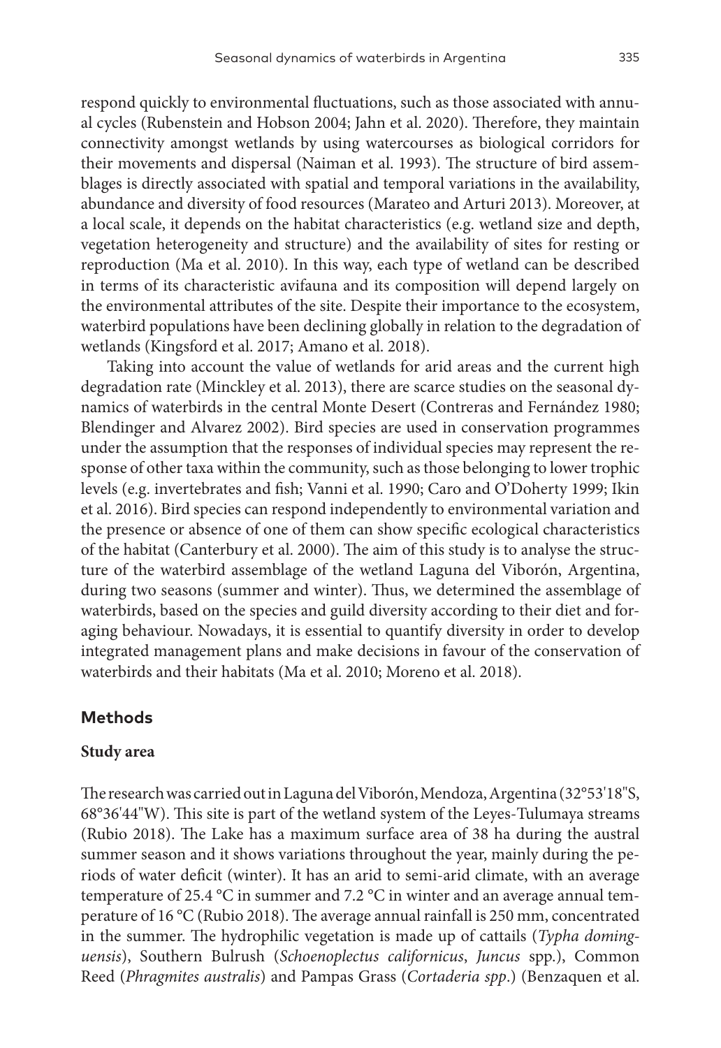respond quickly to environmental fluctuations, such as those associated with annual cycles (Rubenstein and Hobson 2004; Jahn et al. 2020). Therefore, they maintain connectivity amongst wetlands by using watercourses as biological corridors for their movements and dispersal (Naiman et al. 1993). The structure of bird assemblages is directly associated with spatial and temporal variations in the availability, abundance and diversity of food resources (Marateo and Arturi 2013). Moreover, at a local scale, it depends on the habitat characteristics (e.g. wetland size and depth, vegetation heterogeneity and structure) and the availability of sites for resting or reproduction (Ma et al. 2010). In this way, each type of wetland can be described in terms of its characteristic avifauna and its composition will depend largely on the environmental attributes of the site. Despite their importance to the ecosystem, waterbird populations have been declining globally in relation to the degradation of wetlands (Kingsford et al. 2017; Amano et al. 2018).

Taking into account the value of wetlands for arid areas and the current high degradation rate (Minckley et al. 2013), there are scarce studies on the seasonal dynamics of waterbirds in the central Monte Desert (Contreras and Fernández 1980; Blendinger and Alvarez 2002). Bird species are used in conservation programmes under the assumption that the responses of individual species may represent the response of other taxa within the community, such as those belonging to lower trophic levels (e.g. invertebrates and fish; Vanni et al. 1990; Caro and O'Doherty 1999; Ikin et al. 2016). Bird species can respond independently to environmental variation and the presence or absence of one of them can show specific ecological characteristics of the habitat (Canterbury et al. 2000). The aim of this study is to analyse the structure of the waterbird assemblage of the wetland Laguna del Viborón, Argentina, during two seasons (summer and winter). Thus, we determined the assemblage of waterbirds, based on the species and guild diversity according to their diet and foraging behaviour. Nowadays, it is essential to quantify diversity in order to develop integrated management plans and make decisions in favour of the conservation of waterbirds and their habitats (Ma et al. 2010; Moreno et al. 2018).

## Methods

### Study area

The research was carried out in Laguna del Viborón, Mendoza, Argentina (32°53'18"S, 68°36'44"W). This site is part of the wetland system of the Leyes-Tulumaya streams (Rubio 2018). The Lake has a maximum surface area of 38 ha during the austral summer season and it shows variations throughout the year, mainly during the periods of water deficit (winter). It has an arid to semi-arid climate, with an average temperature of 25.4 °C in summer and 7.2 °C in winter and an average annual temperature of 16 °C (Rubio 2018). The average annual rainfall is 250 mm, concentrated in the summer. The hydrophilic vegetation is made up of cattails (*Typha domingensis*), Southern Bulrush (*Schoenoplectus californicus*, *Juncus* spp.), Common Reed (*Phragmites australis*) and Pampas Grass (*Cortaderia spp*.) (Benzaquen et al.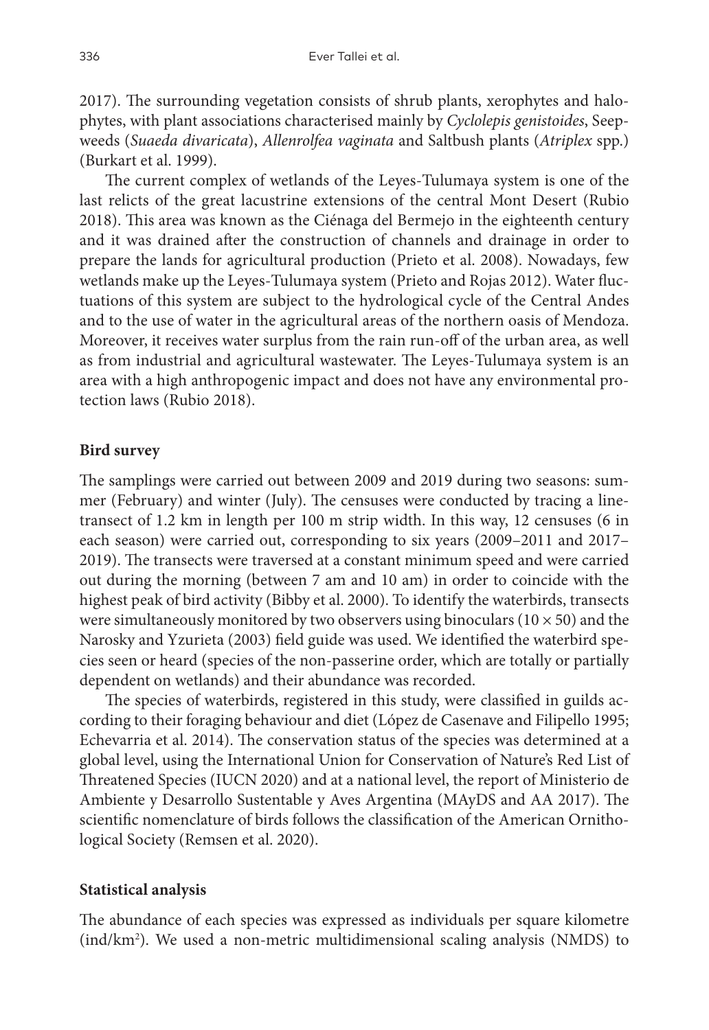2017). The surrounding vegetation consists of shrub plants, xerophytes and halophytes, with plant associations characterised mainly by *Cyclolepis genistoides*, Seepweeds (*Suaeda divaricata*), *Allenrolfea vaginata* and Saltbush plants (*Atriplex* spp.) (Burkart et al. 1999).

The current complex of wetlands of the Leyes-Tulumaya system is one of the last relicts of the great lacustrine extensions of the central Mont Desert (Rubio 2018). This area was known as the Ciénaga del Bermejo in the eighteenth century and it was drained after the construction of channels and drainage in order to prepare the lands for agricultural production (Prieto et al. 2008). Nowadays, few wetlands make up the Leyes-Tulumaya system (Prieto and Rojas 2012). Water fluctuations of this system are subject to the hydrological cycle of the Central Andes and to the use of water in the agricultural areas of the northern oasis of Mendoza. Moreover, it receives water surplus from the rain run-off of the urban area, as well as from industrial and agricultural wastewater. The Leyes-Tulumaya system is an area with a high anthropogenic impact and does not have any environmental protection laws (Rubio 2018).

## Bird survey

The samplings were carried out between 2009 and 2019 during two seasons: summer (February) and winter (July). The censuses were conducted by tracing a line-transect of 1.2 km in length per 100 m strip width. In this way, 12 censuses (6 in each season) were carried out, corresponding to six years (2009–2011 and 2017–2019). The transects were traversed at a constant minimum speed and were carried out during the morning (between 7 am and 10 am) in order to coincide with the highest peak of bird activity (Bibby et al. 2000). To identify the waterbirds, transects were simultaneously monitored by two observers using binoculars ($10 \times 50$) and the Narosky and Yzurieta (2003) field guide was used. We identified the waterbird species seen or heard (species of the non-passerine order, which are totally or partially dependent on wetlands) and their abundance was recorded.

The species of waterbirds, registered in this study, were classified in guilds according to their foraging behaviour and diet (López de Casenave and Filipello 1995; Echevarria et al. 2014). The conservation status of the species was determined at a global level, using the International Union for Conservation of Nature's Red List of Threatened Species (IUCN 2020) and at a national level, the report of Ministerio de Ambiente y Desarrollo Sustentable y Aves Argentina (MAyDS and AA 2017). The scientific nomenclature of birds follows the classification of the American Ornithological Society (Remsen et al. 2020).

## Statistical analysis

The abundance of each species was expressed as individuals per square kilometre (ind/km$^2$). We used a non-metric multidimensional scaling analysis (NMDS) to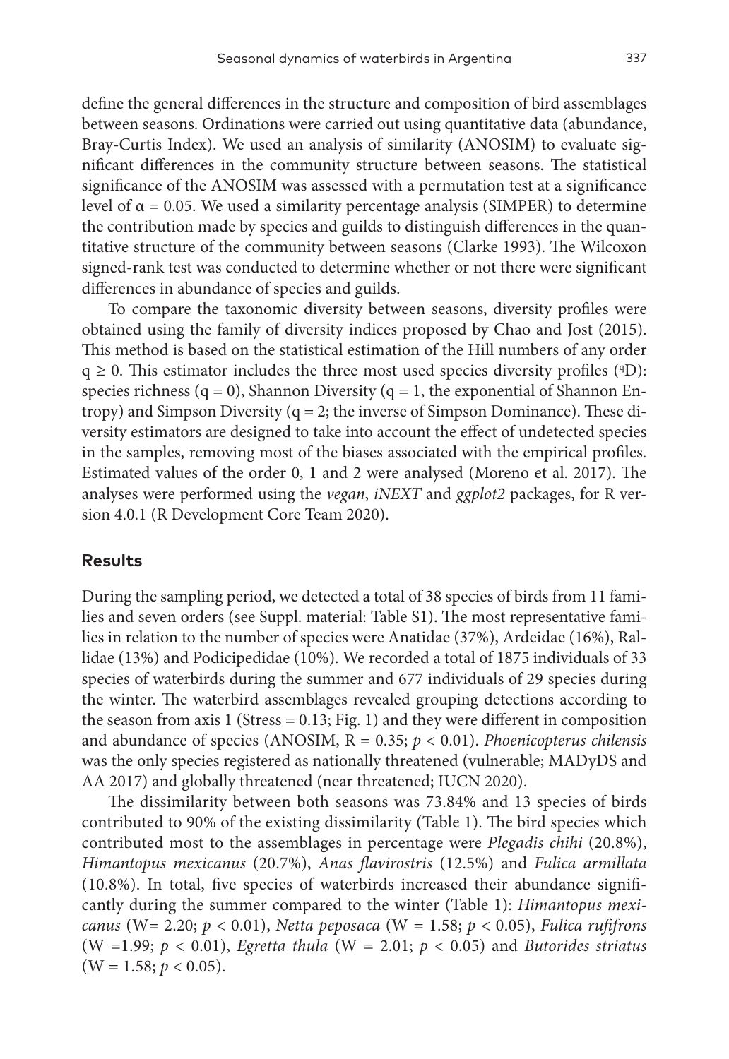define the general differences in the structure and composition of bird assemblages between seasons. Ordinations were carried out using quantitative data (abundance, Bray-Curtis Index). We used an analysis of similarity (ANOSIM) to evaluate significant differences in the community structure between seasons. The statistical significance of the ANOSIM was assessed with a permutation test at a significance level of $\alpha = 0.05$. We used a similarity percentage analysis (SIMPER) to determine the contribution made by species and guilds to distinguish differences in the quantitative structure of the community between seasons (Clarke 1993). The Wilcoxon signed-rank test was conducted to determine whether or not there were significant differences in abundance of species and guilds.

To compare the taxonomic diversity between seasons, diversity profiles were obtained using the family of diversity indices proposed by Chao and Jost (2015). This method is based on the statistical estimation of the Hill numbers of any order $q \geq 0$. This estimator includes the three most used species diversity profiles ($^{q}D$): species richness ($q = 0$), Shannon Diversity ($q = 1$, the exponential of Shannon Entropy) and Simpson Diversity ($q = 2$; the inverse of Simpson Dominance). These diversity estimators are designed to take into account the effect of undetected species in the samples, removing most of the biases associated with the empirical profiles. Estimated values of the order 0, 1 and 2 were analysed (Moreno et al. 2017). The analyses were performed using the *vegan*, *iNEXT* and *ggplot2* packages, for R version 4.0.1 (R Development Core Team 2020).

## Results

During the sampling period, we detected a total of 38 species of birds from 11 families and seven orders (see Suppl. material: Table S1). The most representative families in relation to the number of species were Anatidae (37%), Ardeidae (16%), Rallidae (13%) and Podicipedidae (10%). We recorded a total of 1875 individuals of 33 species of waterbirds during the summer and 677 individuals of 29 species during the winter. The waterbird assemblages revealed grouping detections according to the season from axis 1 (Stress = 0.13; Fig. 1) and they were different in composition and abundance of species (ANOSIM, $R = 0.35$; $p < 0.01$). *Phoenicopterus chilensis* was the only species registered as nationally threatened (vulnerable; MADyDS and AA 2017) and globally threatened (near threatened; IUCN 2020).

The dissimilarity between both seasons was 73.84% and 13 species of birds contributed to 90% of the existing dissimilarity (Table 1). The bird species which contributed most to the assemblages in percentage were *Plegadis chihi* (20.8%), *Himantopus mexicanus* (20.7%), *Anas flavirostris* (12.5%) and *Fulica armillata* (10.8%). In total, five species of waterbirds increased their abundance significantly during the summer compared to the winter (Table 1): *Himantopus mexicanus* ($W = 2.20$; $p < 0.01$), *Netta peposaca* ($W = 1.58$; $p < 0.05$), *Fulica rufifrons* ($W = 1.99$; $p < 0.01$), *Egretta thula* ($W = 2.01$; $p < 0.05$) and *Butorides striatus* ($W = 1.58$; $p < 0.05$).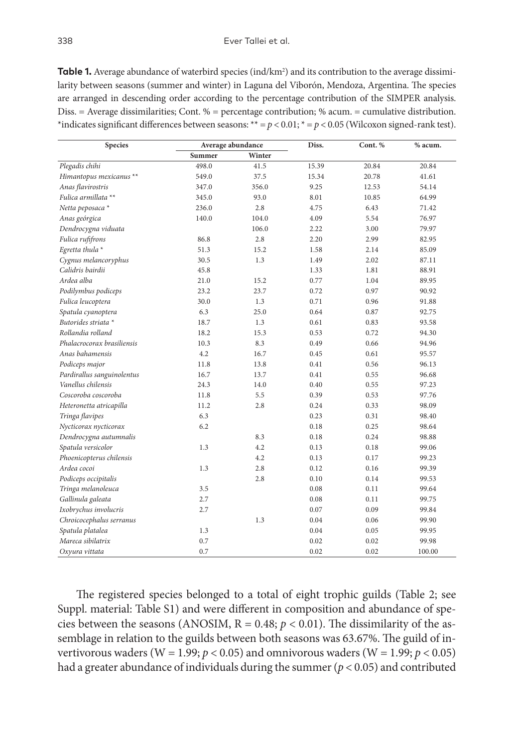**Table 1.** Average abundance of waterbird species (ind/km²) and its contribution to the average dissimilarity between seasons (summer and winter) in Laguna del Viborón, Mendoza, Argentina. The species are arranged in descending order according to the percentage contribution of the SIMPER analysis. Diss. = Average dissimilarities; Cont. % = percentage contribution; % acum. = cumulative distribution. *indicates significant differences between seasons: ** = $p < 0.01$; * = $p < 0.05$ (Wilcoxon signed-rank test).

| Species | Average abundance | | Diss. | Cont. % | % acum. |
|---|---|---|---|---|---|
| | Summer | Winter | | | |
| *Plegadis chihi* | 498.0 | 41.5 | 15.39 | 20.84 | 20.84 |
| *Himantopus mexicanus* ** | 549.0 | 37.5 | 15.34 | 20.78 | 41.61 |
| *Anas flavirostris* | 347.0 | 356.0 | 9.25 | 12.53 | 54.14 |
| *Fulica armillata* ** | 345.0 | 93.0 | 8.01 | 10.85 | 64.99 |
| *Netta peposaca* * | 236.0 | 2.8 | 4.75 | 6.43 | 71.42 |
| *Anas geórgica* | 140.0 | 104.0 | 4.09 | 5.54 | 76.97 |
| *Dendrocygna viduata* | | 106.0 | 2.22 | 3.00 | 79.97 |
| *Fulica rufifrons* | 86.8 | 2.8 | 2.20 | 2.99 | 82.95 |
| *Egretta thula* * | 51.3 | 15.2 | 1.58 | 2.14 | 85.09 |
| *Cygnus melancoryphus* | 30.5 | 1.3 | 1.49 | 2.02 | 87.11 |
| *Calidris bairdii* | 45.8 | | 1.33 | 1.81 | 88.91 |
| *Ardea alba* | 21.0 | 15.2 | 0.77 | 1.04 | 89.95 |
| *Podilymbus podiceps* | 23.2 | 23.7 | 0.72 | 0.97 | 90.92 |
| *Fulica leucoptera* | 30.0 | 1.3 | 0.71 | 0.96 | 91.88 |
| *Spatula cyanoptera* | 6.3 | 25.0 | 0.64 | 0.87 | 92.75 |
| *Butorides striata* * | 18.7 | 1.3 | 0.61 | 0.83 | 93.58 |
| *Rollandia rolland* | 18.2 | 15.3 | 0.53 | 0.72 | 94.30 |
| *Phalacrocorax brasiliensis* | 10.3 | 8.3 | 0.49 | 0.66 | 94.96 |
| *Anas bahamensis* | 4.2 | 16.7 | 0.45 | 0.61 | 95.57 |
| *Podiceps major* | 11.8 | 13.8 | 0.41 | 0.56 | 96.13 |
| *Pardirallus sanguinolentus* | 16.7 | 13.7 | 0.41 | 0.55 | 96.68 |
| *Vanellus chilensis* | 24.3 | 14.0 | 0.40 | 0.55 | 97.23 |
| *Coscoroba coscoroba* | 11.8 | 5.5 | 0.39 | 0.53 | 97.76 |
| *Heteronetta atricapilla* | 11.2 | 2.8 | 0.24 | 0.33 | 98.09 |
| *Tringa flavipes* | 6.3 | | 0.23 | 0.31 | 98.40 |
| *Nycticorax nycticorax* | 6.2 | | 0.18 | 0.25 | 98.64 |
| *Dendrocygna autumnalis* | | 8.3 | 0.18 | 0.24 | 98.88 |
| *Spatula versicolor* | 1.3 | 4.2 | 0.13 | 0.18 | 99.06 |
| *Phoenicopterus chilensis* | | 4.2 | 0.13 | 0.17 | 99.23 |
| *Ardea cocoi* | 1.3 | 2.8 | 0.12 | 0.16 | 99.39 |
| *Podiceps occipitalis* | | 2.8 | 0.10 | 0.14 | 99.53 |
| *Tringa melanoleuca* | 3.5 | | 0.08 | 0.11 | 99.64 |
| *Gallinula galeata* | 2.7 | | 0.08 | 0.11 | 99.75 |
| *Ixobrychus involucris* | 2.7 | | 0.07 | 0.09 | 99.84 |
| *Chroicocephalus serranus* | | 1.3 | 0.04 | 0.06 | 99.90 |
| *Spatula platalea* | 1.3 | | 0.04 | 0.05 | 99.95 |
| *Mareca sibilatrix* | 0.7 | | 0.02 | 0.02 | 99.98 |
| *Oxyura vittata* | 0.7 | | 0.02 | 0.02 | 100.00 |

The registered species belonged to a total of eight trophic guilds (Table 2; see Suppl. material: Table S1) and were different in composition and abundance of species between the seasons (ANOSIM, R = 0.48; $p < 0.01$). The dissimilarity of the assemblage in relation to the guilds between both seasons was 63.67%. The guild of invertivorous waders (W = 1.99; $p < 0.05$) and omnivorous waders (W = 1.99; $p < 0.05$) had a greater abundance of individuals during the summer ($p < 0.05$) and contributed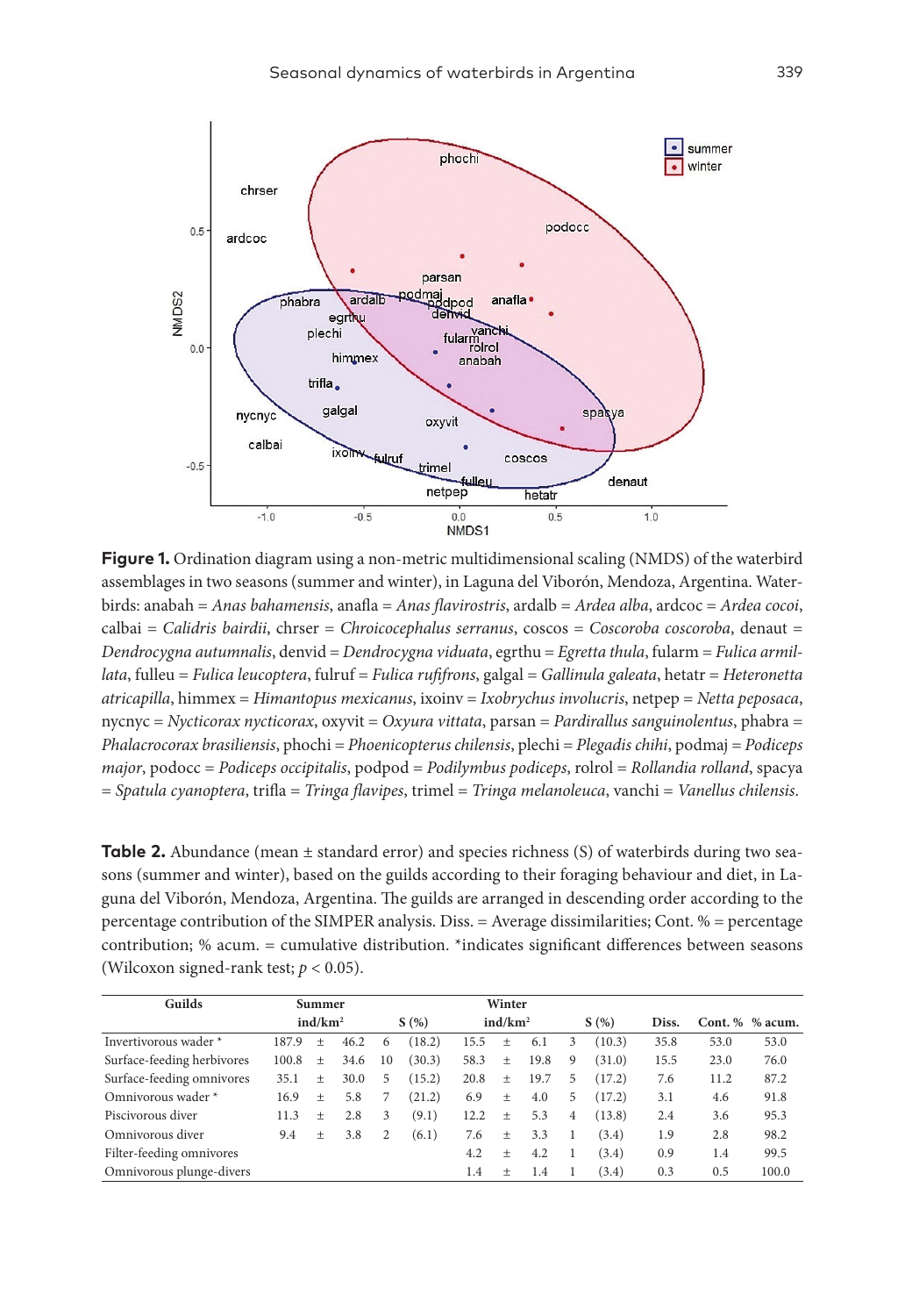**Figure 1.** Ordination diagram using a non-metric multidimensional scaling (NMDS) of the waterbird assemblages in two seasons (summer and winter), in Laguna del Viborón, Mendoza, Argentina. Waterbirds: anabah = *Anas bahamensis*, anafla = *Anas flavirostris*, ardalb = *Ardea alba*, ardcoc = *Ardea cocoi*, calbai = *Calidris bairdii*, chrser = *Chroicocephalus serranus*, coscos = *Coscoroba coscoroba*, denaut = *Dendrocygna autumnalis*, denvid = *Dendrocygna viduata*, egrthu = *Egretta thula*, fularm = *Fulica armillata*, fulleu = *Fulica leucoptera*, fulruf = *Fulica rufifrons*, galgal = *Gallinula galeata*, hetatr = *Heteronetta atricapilla*, himmex = *Himantopus mexicanus*, ixoinv = *Ixobrychus involucris*, netpep = *Netta peposaca*, nycnyc = *Nycticorax nycticorax*, oxyvit = *Oxyura vittata*, parsan = *Pardirallus sanguinolentus*, phabra = *Phalacrocorax brasiliensis*, phochi = *Phoenicopterus chilensis*, plechi = *Plegadis chihi*, podmaj = *Podiceps major*, podocc = *Podiceps occipitalis*, podpod = *Podilymbus podiceps*, rolrol = *Rollandia rolland*, spacya = *Spatula cyanoptera*, trifla = *Tringa flavipes*, trimel = *Tringa melanoleuca*, vanchi = *Vanellus chilensis*.

**Table 2.** Abundance (mean ± standard error) and species richness (S) of waterbirds during two seasons (summer and winter), based on the guilds according to their foraging behaviour and diet, in Laguna del Viborón, Mendoza, Argentina. The guilds are arranged in descending order according to the percentage contribution of the SIMPER analysis. Diss. = Average dissimilarities; Cont. % = percentage contribution; % acum. = cumulative distribution. *indicates significant differences between seasons (Wilcoxon signed-rank test; $p < 0.05$).

| Guilds | Summer | | | | Winter | | | | Diss. | Cont. % | % acum. |
|---|---|---|---|---|---|---|---|---|---|---|---|
| | ind/km² | | S (%) | | ind/km² | | S (%) | | | | |
| Invertivorous wader * | 187.9 ± 46.2 | | 6 | (18.2) | 15.5 ± 6.1 | | 3 | (10.3) | 35.8 | 53.0 | 53.0 |
| Surface-feeding herbivores | 100.8 ± 34.6 | | 10 | (30.3) | 58.3 ± 19.8 | | 9 | (31.0) | 15.5 | 23.0 | 76.0 |
| Surface-feeding omnivores | 35.1 ± 30.0 | | 5 | (15.2) | 20.8 ± 19.7 | | 5 | (17.2) | 7.6 | 11.2 | 87.2 |
| Omnivorous wader * | 16.9 ± 5.8 | | 7 | (21.2) | 6.9 ± 4.0 | | 5 | (17.2) | 3.1 | 4.6 | 91.8 |
| Piscivorous diver | 11.3 ± 2.8 | | 3 | (9.1) | 12.2 ± 5.3 | | 4 | (13.8) | 2.4 | 3.6 | 95.3 |
| Omnivorous diver | 9.4 ± 3.8 | | 2 | (6.1) | 7.6 ± 3.3 | | 1 | (3.4) | 1.9 | 2.8 | 98.2 |
| Filter-feeding omnivores | | | | | 4.2 ± 4.2 | | 1 | (3.4) | 0.9 | 1.4 | 99.5 |
| Omnivorous plunge-divers | | | | | 1.4 ± 1.4 | | 1 | (3.4) | 0.3 | 0.5 | 100.0 |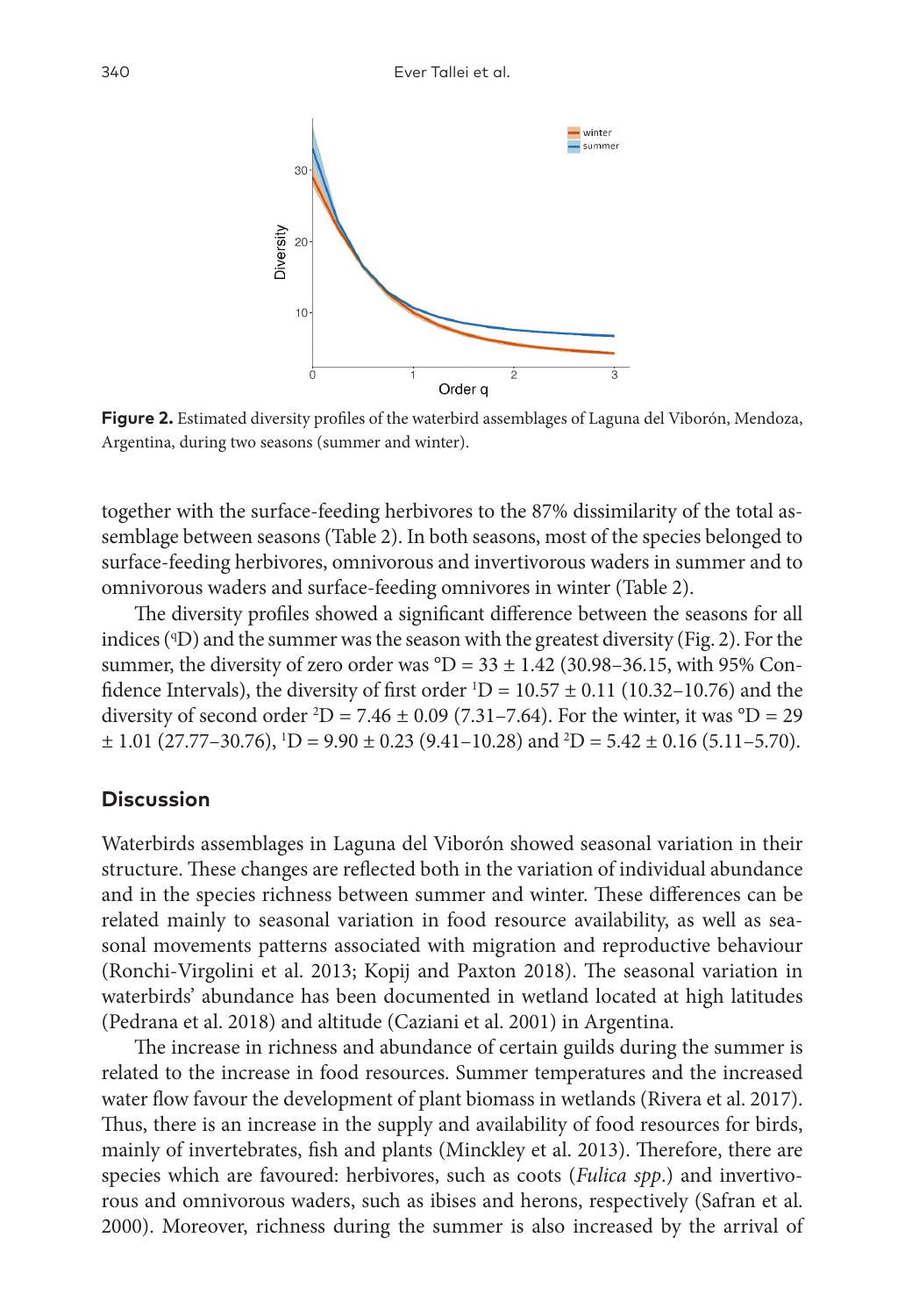**Figure 2.** Estimated diversity profiles of the waterbird assemblages of Laguna del Viborón, Mendoza, Argentina, during two seasons (summer and winter).

together with the surface-feeding herbivores to the 87% dissimilarity of the total assemblage between seasons (Table 2). In both seasons, most of the species belonged to surface-feeding herbivores, omnivorous and invertivorous waders in summer and to omnivorous waders and surface-feeding omnivores in winter (Table 2).

The diversity profiles showed a significant difference between the seasons for all indices ($^qD$) and the summer was the season with the greatest diversity (Fig. 2). For the summer, the diversity of zero order was $^0D = 33 \pm 1.42$ (30.98–36.15, with 95% Confidence Intervals), the diversity of first order $^1D = 10.57 \pm 0.11$ (10.32–10.76) and the diversity of second order $^2D = 7.46 \pm 0.09$ (7.31–7.64). For the winter, it was $^0D = 29 \pm 1.01$ (27.77–30.76), $^1D = 9.90 \pm 0.23$ (9.41–10.28) and $^2D = 5.42 \pm 0.16$ (5.11–5.70).

## Discussion

Waterbirds assemblages in Laguna del Viborón showed seasonal variation in their structure. These changes are reflected both in the variation of individual abundance and in the species richness between summer and winter. These differences can be related mainly to seasonal variation in food resource availability, as well as seasonal movements patterns associated with migration and reproductive behaviour (Ronchi-Virgolini et al. 2013; Kopij and Paxton 2018). The seasonal variation in waterbirds' abundance has been documented in wetland located at high latitudes (Pedrana et al. 2018) and altitude (Caziani et al. 2001) in Argentina.

The increase in richness and abundance of certain guilds during the summer is related to the increase in food resources. Summer temperatures and the increased water flow favour the development of plant biomass in wetlands (Rivera et al. 2017). Thus, there is an increase in the supply and availability of food resources for birds, mainly of invertebrates, fish and plants (Minckley et al. 2013). Therefore, there are species which are favoured: herbivores, such as coots (*Fulica spp*.) and invertivorous and omnivorous waders, such as ibises and herons, respectively (Safran et al. 2000). Moreover, richness during the summer is also increased by the arrival of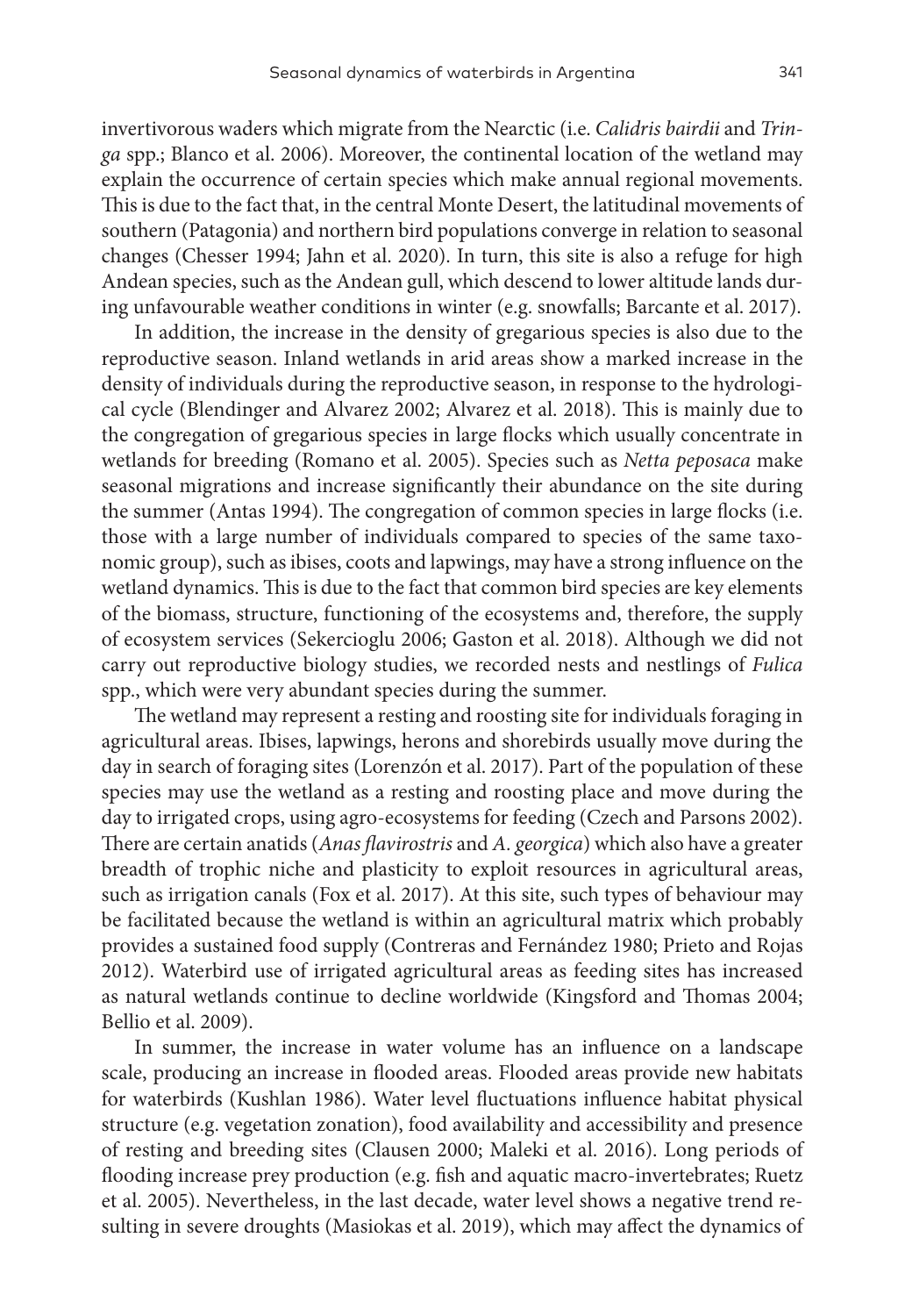invertivorous waders which migrate from the Nearctic (i.e. *Calidris bairdii* and *Tringa* spp.; Blanco et al. 2006). Moreover, the continental location of the wetland may explain the occurrence of certain species which make annual regional movements. This is due to the fact that, in the central Monte Desert, the latitudinal movements of southern (Patagonia) and northern bird populations converge in relation to seasonal changes (Chesser 1994; Jahn et al. 2020). In turn, this site is also a refuge for high Andean species, such as the Andean gull, which descend to lower altitude lands during unfavourable weather conditions in winter (e.g. snowfalls; Barcante et al. 2017).

In addition, the increase in the density of gregarious species is also due to the reproductive season. Inland wetlands in arid areas show a marked increase in the density of individuals during the reproductive season, in response to the hydrological cycle (Blendinger and Alvarez 2002; Alvarez et al. 2018). This is mainly due to the congregation of gregarious species in large flocks which usually concentrate in wetlands for breeding (Romano et al. 2005). Species such as *Netta peposaca* make seasonal migrations and increase significantly their abundance on the site during the summer (Antas 1994). The congregation of common species in large flocks (i.e. those with a large number of individuals compared to species of the same taxonomic group), such as ibises, coots and lapwings, may have a strong influence on the wetland dynamics. This is due to the fact that common bird species are key elements of the biomass, structure, functioning of the ecosystems and, therefore, the supply of ecosystem services (Sekercioglu 2006; Gaston et al. 2018). Although we did not carry out reproductive biology studies, we recorded nests and nestlings of *Fulica* spp., which were very abundant species during the summer.

The wetland may represent a resting and roosting site for individuals foraging in agricultural areas. Ibises, lapwings, herons and shorebirds usually move during the day in search of foraging sites (Lorenzón et al. 2017). Part of the population of these species may use the wetland as a resting and roosting place and move during the day to irrigated crops, using agro-ecosystems for feeding (Czech and Parsons 2002). There are certain anatids (*Anas flavirostris* and *A. georgica*) which also have a greater breadth of trophic niche and plasticity to exploit resources in agricultural areas, such as irrigation canals (Fox et al. 2017). At this site, such types of behaviour may be facilitated because the wetland is within an agricultural matrix which probably provides a sustained food supply (Contreras and Fernández 1980; Prieto and Rojas 2012). Waterbird use of irrigated agricultural areas as feeding sites has increased as natural wetlands continue to decline worldwide (Kingsford and Thomas 2004; Bellio et al. 2009).

In summer, the increase in water volume has an influence on a landscape scale, producing an increase in flooded areas. Flooded areas provide new habitats for waterbirds (Kushlan 1986). Water level fluctuations influence habitat physical structure (e.g. vegetation zonation), food availability and accessibility and presence of resting and breeding sites (Clausen 2000; Maleki et al. 2016). Long periods of flooding increase prey production (e.g. fish and aquatic macro-invertebrates; Ruetz et al. 2005). Nevertheless, in the last decade, water level shows a negative trend resulting in severe droughts (Masiokas et al. 2019), which may affect the dynamics of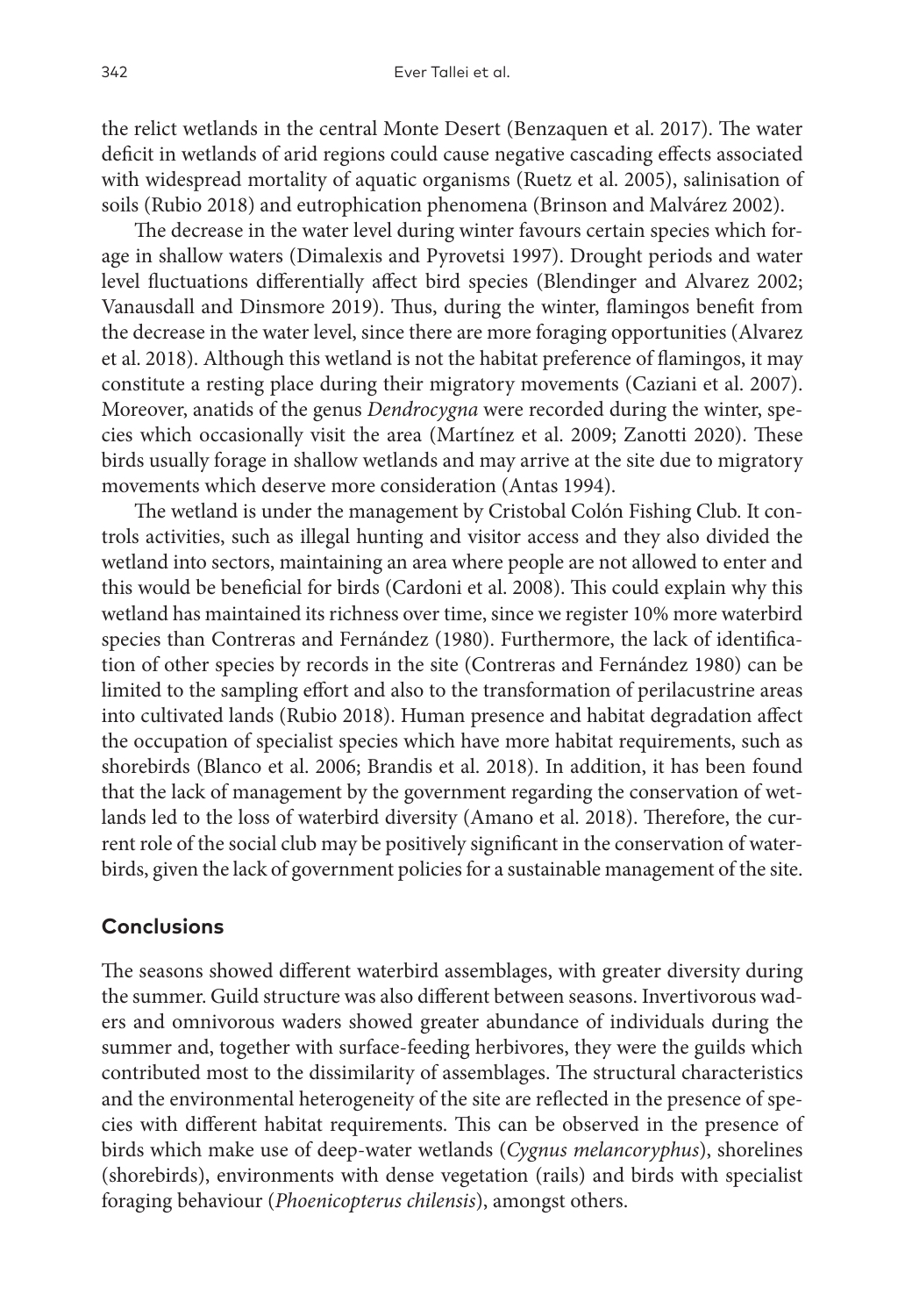the relict wetlands in the central Monte Desert (Benzaquen et al. 2017). The water deficit in wetlands of arid regions could cause negative cascading effects associated with widespread mortality of aquatic organisms (Ruetz et al. 2005), salinisation of soils (Rubio 2018) and eutrophication phenomena (Brinson and Malvárez 2002).

The decrease in the water level during winter favours certain species which forage in shallow waters (Dimalexis and Pyrovetsi 1997). Drought periods and water level fluctuations differentially affect bird species (Blendinger and Alvarez 2002; Vanausdall and Dinsmore 2019). Thus, during the winter, flamingos benefit from the decrease in the water level, since there are more foraging opportunities (Alvarez et al. 2018). Although this wetland is not the habitat preference of flamingos, it may constitute a resting place during their migratory movements (Caziani et al. 2007). Moreover, anatids of the genus *Dendrocygna* were recorded during the winter, species which occasionally visit the area (Martínez et al. 2009; Zanotti 2020). These birds usually forage in shallow wetlands and may arrive at the site due to migratory movements which deserve more consideration (Antas 1994).

The wetland is under the management by Cristobal Colón Fishing Club. It controls activities, such as illegal hunting and visitor access and they also divided the wetland into sectors, maintaining an area where people are not allowed to enter and this would be beneficial for birds (Cardoni et al. 2008). This could explain why this wetland has maintained its richness over time, since we register 10% more waterbird species than Contreras and Fernández (1980). Furthermore, the lack of identification of other species by records in the site (Contreras and Fernández 1980) can be limited to the sampling effort and also to the transformation of perilacustrine areas into cultivated lands (Rubio 2018). Human presence and habitat degradation affect the occupation of specialist species which have more habitat requirements, such as shorebirds (Blanco et al. 2006; Brandis et al. 2018). In addition, it has been found that the lack of management by the government regarding the conservation of wetlands led to the loss of waterbird diversity (Amano et al. 2018). Therefore, the current role of the social club may be positively significant in the conservation of waterbirds, given the lack of government policies for a sustainable management of the site.

## Conclusions

The seasons showed different waterbird assemblages, with greater diversity during the summer. Guild structure was also different between seasons. Invertivorous waders and omnivorous waders showed greater abundance of individuals during the summer and, together with surface-feeding herbivores, they were the guilds which contributed most to the dissimilarity of assemblages. The structural characteristics and the environmental heterogeneity of the site are reflected in the presence of species with different habitat requirements. This can be observed in the presence of birds which make use of deep-water wetlands (*Cygnus melancoryphus*), shorelines (shorebirds), environments with dense vegetation (rails) and birds with specialist foraging behaviour (*Phoenicopterus chilensis*), amongst others.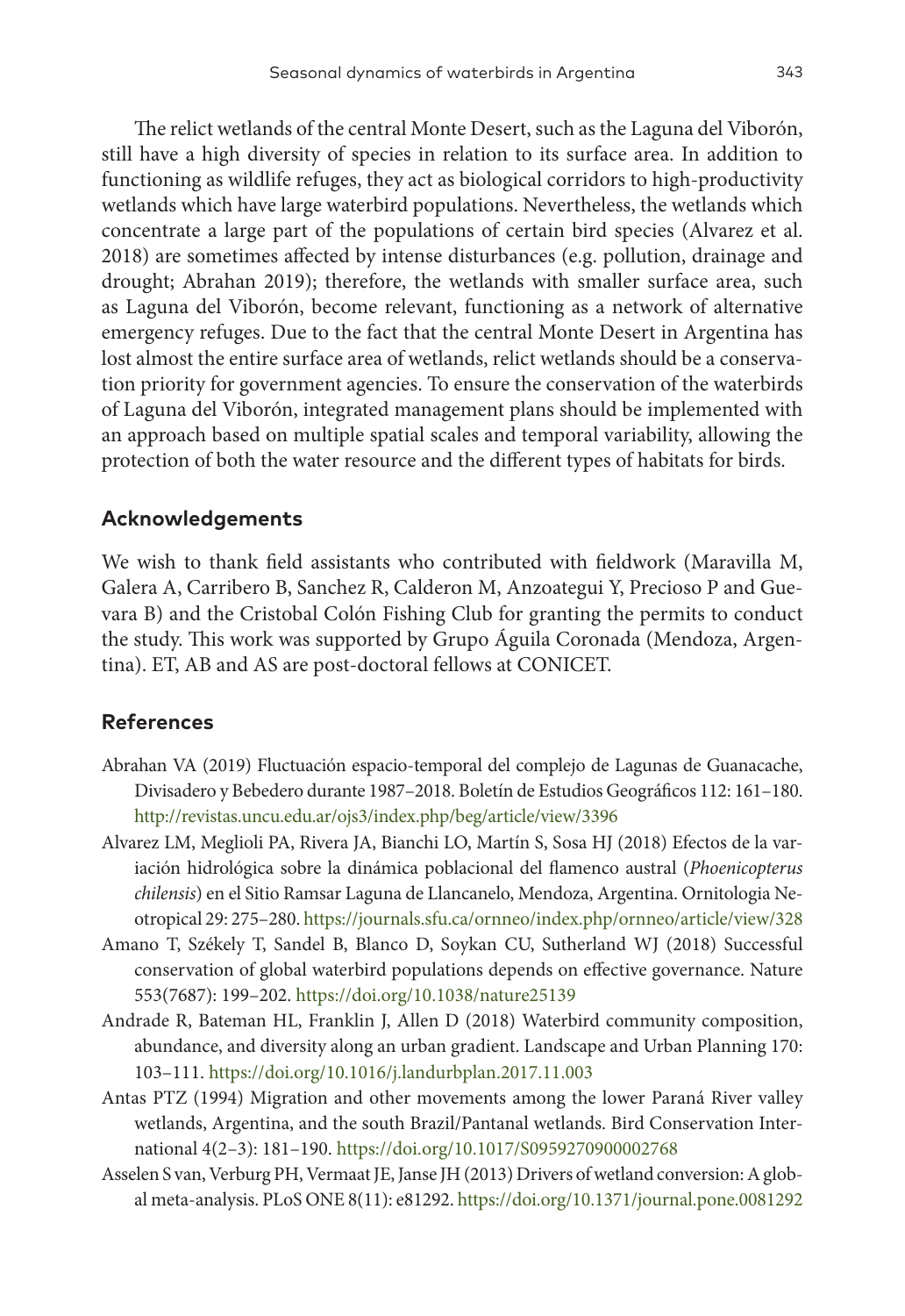The relict wetlands of the central Monte Desert, such as the Laguna del Viborón, still have a high diversity of species in relation to its surface area. In addition to functioning as wildlife refuges, they act as biological corridors to high-productivity wetlands which have large waterbird populations. Nevertheless, the wetlands which concentrate a large part of the populations of certain bird species (Alvarez et al. 2018) are sometimes affected by intense disturbances (e.g. pollution, drainage and drought; Abrahan 2019); therefore, the wetlands with smaller surface area, such as Laguna del Viborón, become relevant, functioning as a network of alternative emergency refuges. Due to the fact that the central Monte Desert in Argentina has lost almost the entire surface area of wetlands, relict wetlands should be a conservation priority for government agencies. To ensure the conservation of the waterbirds of Laguna del Viborón, integrated management plans should be implemented with an approach based on multiple spatial scales and temporal variability, allowing the protection of both the water resource and the different types of habitats for birds.

## Acknowledgements

We wish to thank field assistants who contributed with fieldwork (Maravilla M, Galera A, Carribero B, Sanchez R, Calderon M, Anzoategui Y, Precioso P and Guevara B) and the Cristobal Colón Fishing Club for granting the permits to conduct the study. This work was supported by Grupo Águila Coronada (Mendoza, Argentina). ET, AB and AS are post-doctoral fellows at CONICET.

## References

Abrahan VA (2019) Fluctuación espacio-temporal del complejo de Lagunas de Guanacache, Divisadero y Bebedero durante 1987–2018. Boletín de Estudios Geográficos 112: 161–180. http://revistas.uncu.edu.ar/ojs3/index.php/beg/article/view/3396

Alvarez LM, Meglioli PA, Rivera JA, Bianchi LO, Martín S, Sosa HJ (2018) Efectos de la variación hidrológica sobre la dinámica poblacional del flamenco austral (*Phoenicopterus chilensis*) en el Sitio Ramsar Laguna de Llancanelo, Mendoza, Argentina. Ornitologia Neotropical 29: 275–280. https://journals.sfu.ca/ornneo/index.php/ornneo/article/view/328

Amano T, Székely T, Sandel B, Blanco D, Soykan CU, Sutherland WJ (2018) Successful conservation of global waterbird populations depends on effective governance. Nature 553(7687): 199–202. https://doi.org/10.1038/nature25139

Andrade R, Bateman HL, Franklin J, Allen D (2018) Waterbird community composition, abundance, and diversity along an urban gradient. Landscape and Urban Planning 170: 103–111. https://doi.org/10.1016/j.landurbplan.2017.11.003

Antas PTZ (1994) Migration and other movements among the lower Paraná River valley wetlands, Argentina, and the south Brazil/Pantanal wetlands. Bird Conservation International 4(2–3): 181–190. https://doi.org/10.1017/S0959270900002768

Asselen S van, Verburg PH, Vermaat JE, Janse JH (2013) Drivers of wetland conversion: A global meta-analysis. PLoS ONE 8(11): e81292. https://doi.org/10.1371/journal.pone.0081292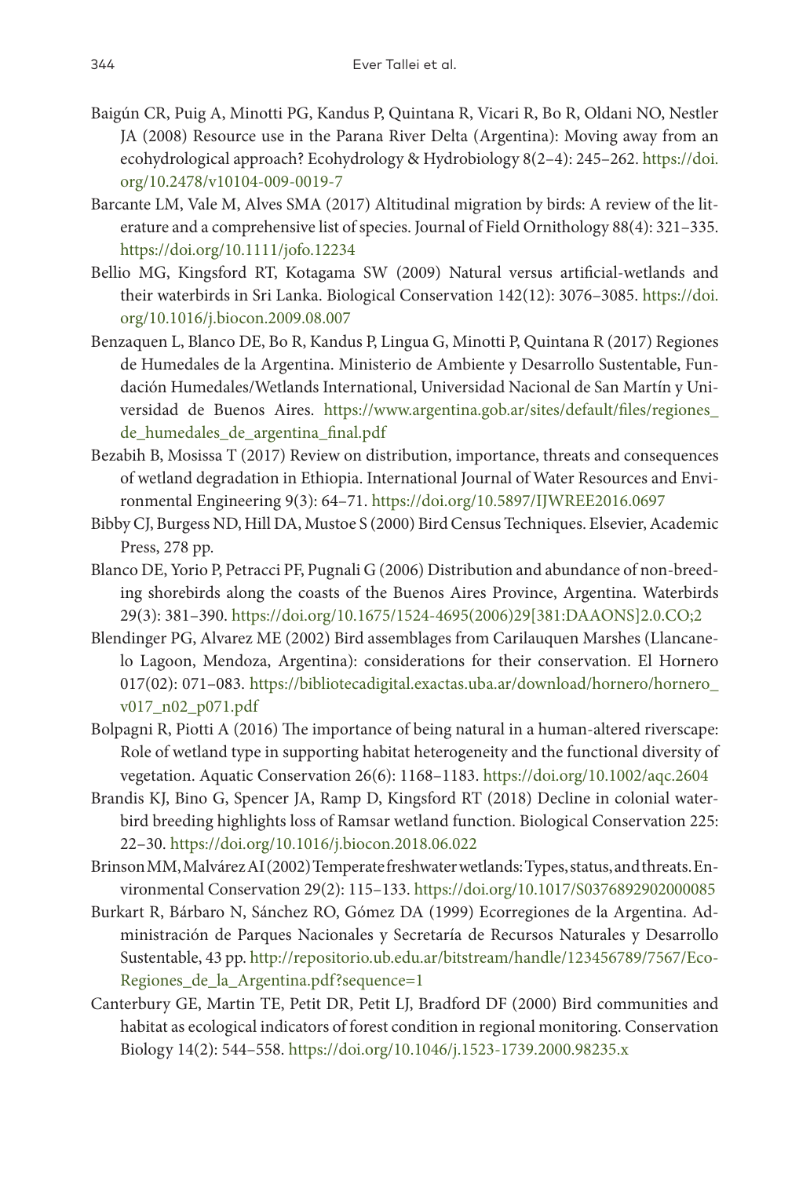Baigún CR, Puig A, Minotti PG, Kandus P, Quintana R, Vicari R, Bo R, Oldani NO, Nestler JA (2008) Resource use in the Parana River Delta (Argentina): Moving away from an ecohydrological approach? Ecohydrology & Hydrobiology 8(2–4): 245–262. https://doi.org/10.2478/v10104-009-0019-7

Barcante LM, Vale M, Alves SMA (2017) Altitudinal migration by birds: A review of the literature and a comprehensive list of species. Journal of Field Ornithology 88(4): 321–335. https://doi.org/10.1111/jofo.12234

Bellio MG, Kingsford RT, Kotagama SW (2009) Natural versus artificial-wetlands and their waterbirds in Sri Lanka. Biological Conservation 142(12): 3076–3085. https://doi.org/10.1016/j.biocon.2009.08.007

Benzaquen L, Blanco DE, Bo R, Kandus P, Lingua G, Minotti P, Quintana R (2017) Regiones de Humedales de la Argentina. Ministerio de Ambiente y Desarrollo Sustentable, Fundación Humedales/Wetlands International, Universidad Nacional de San Martín y Universidad de Buenos Aires. https://www.argentina.gob.ar/sites/default/files/regiones_de_humedales_de_argentina_final.pdf

Bezabih B, Mosissa T (2017) Review on distribution, importance, threats and consequences of wetland degradation in Ethiopia. International Journal of Water Resources and Environmental Engineering 9(3): 64–71. https://doi.org/10.5897/IJWREE2016.0697

Bibby CJ, Burgess ND, Hill DA, Mustoe S (2000) Bird Census Techniques. Elsevier, Academic Press, 278 pp.

Blanco DE, Yorio P, Petracci PF, Pugnali G (2006) Distribution and abundance of non-breeding shorebirds along the coasts of the Buenos Aires Province, Argentina. Waterbirds 29(3): 381–390. https://doi.org/10.1675/1524-4695(2006)29[381:DAAONS]2.0.CO;2

Blendinger PG, Alvarez ME (2002) Bird assemblages from Carilauquen Marshes (Llancanelo Lagoon, Mendoza, Argentina): considerations for their conservation. El Hornero 017(02): 071–083. https://bibliotecadigital.exactas.uba.ar/download/hornero/hornero_v017_n02_p071.pdf

Bolpagni R, Piotti A (2016) The importance of being natural in a human-altered riverscape: Role of wetland type in supporting habitat heterogeneity and the functional diversity of vegetation. Aquatic Conservation 26(6): 1168–1183. https://doi.org/10.1002/aqc.2604

Brandis KJ, Bino G, Spencer JA, Ramp D, Kingsford RT (2018) Decline in colonial waterbird breeding highlights loss of Ramsar wetland function. Biological Conservation 225: 22–30. https://doi.org/10.1016/j.biocon.2018.06.022

Brinson MM, Malvárez AI (2002) Temperate freshwater wetlands: Types, status, and threats. Environmental Conservation 29(2): 115–133. https://doi.org/10.1017/S0376892902000085

Burkart R, Bárbaro N, Sánchez RO, Gómez DA (1999) Ecorregiones de la Argentina. Administración de Parques Nacionales y Secretaría de Recursos Naturales y Desarrollo Sustentable, 43 pp. http://repositorio.ub.edu.ar/bitstream/handle/123456789/7567/Eco-Regiones_de_la_Argentina.pdf?sequence=1

Canterbury GE, Martin TE, Petit DR, Petit LJ, Bradford DF (2000) Bird communities and habitat as ecological indicators of forest condition in regional monitoring. Conservation Biology 14(2): 544–558. https://doi.org/10.1046/j.1523-1739.2000.98235.x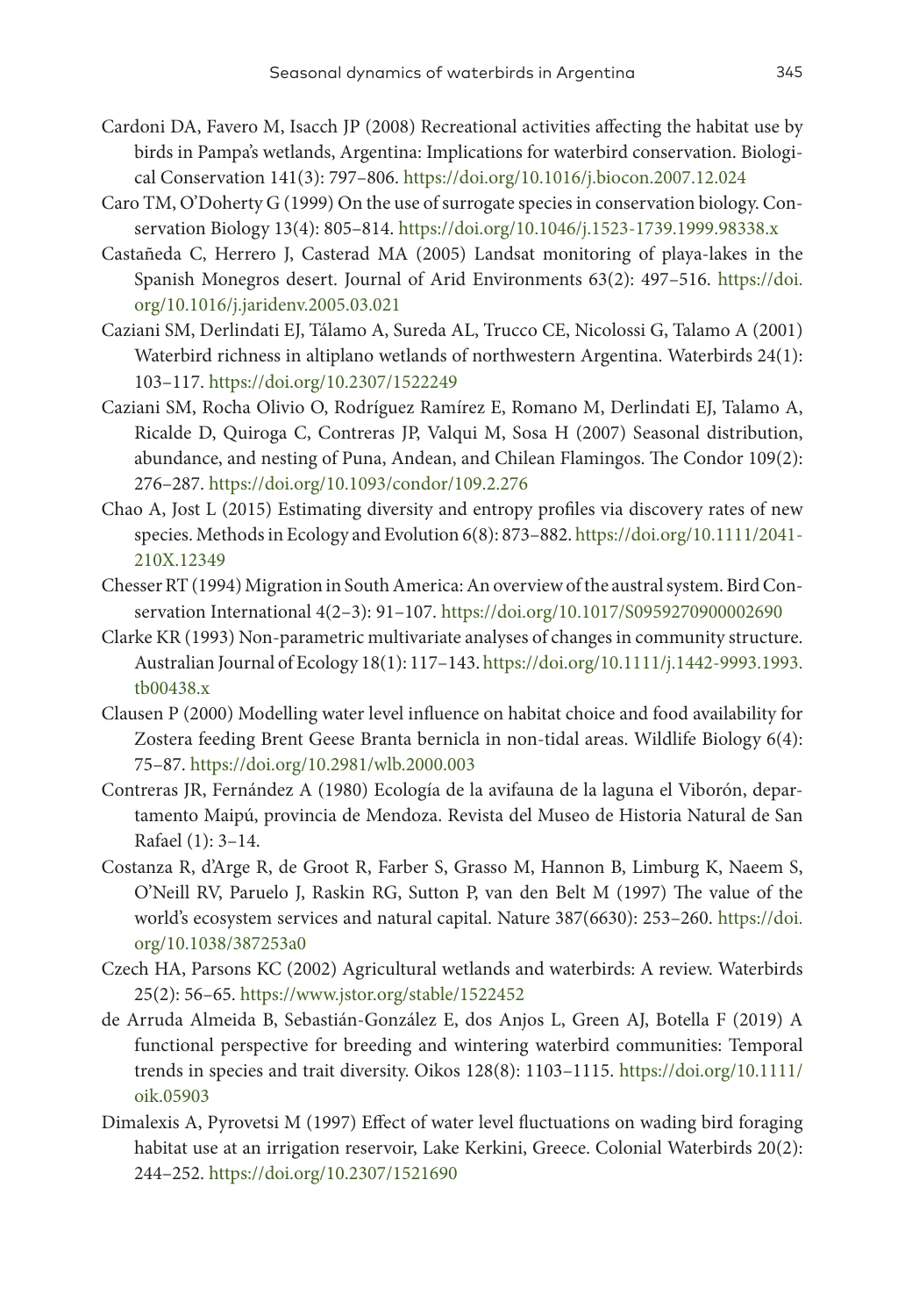Cardoni DA, Favero M, Isacch JP (2008) Recreational activities affecting the habitat use by birds in Pampa's wetlands, Argentina: Implications for waterbird conservation. Biological Conservation 141(3): 797–806. https://doi.org/10.1016/j.biocon.2007.12.024

Caro TM, O'Doherty G (1999) On the use of surrogate species in conservation biology. Conservation Biology 13(4): 805–814. https://doi.org/10.1046/j.1523-1739.1999.98338.x

Castañeda C, Herrero J, Casterad MA (2005) Landsat monitoring of playa-lakes in the Spanish Monegros desert. Journal of Arid Environments 63(2): 497–516. https://doi.org/10.1016/j.jaridenv.2005.03.021

Caziani SM, Derlindati EJ, Tálamo A, Sureda AL, Trucco CE, Nicolossi G, Talamo A (2001) Waterbird richness in altiplano wetlands of northwestern Argentina. Waterbirds 24(1): 103–117. https://doi.org/10.2307/1522249

Caziani SM, Rocha Olivio O, Rodríguez Ramírez E, Romano M, Derlindati EJ, Talamo A, Ricalde D, Quiroga C, Contreras JP, Valqui M, Sosa H (2007) Seasonal distribution, abundance, and nesting of Puna, Andean, and Chilean Flamingos. The Condor 109(2): 276–287. https://doi.org/10.1093/condor/109.2.276

Chao A, Jost L (2015) Estimating diversity and entropy profiles via discovery rates of new species. Methods in Ecology and Evolution 6(8): 873–882. https://doi.org/10.1111/2041-210X.12349

Chesser RT (1994) Migration in South America: An overview of the austral system. Bird Conservation International 4(2–3): 91–107. https://doi.org/10.1017/S0959270900002690

Clarke KR (1993) Non-parametric multivariate analyses of changes in community structure. Australian Journal of Ecology 18(1): 117–143. https://doi.org/10.1111/j.1442-9993.1993.tb00438.x

Clausen P (2000) Modelling water level influence on habitat choice and food availability for Zostera feeding Brent Geese Branta bernicla in non-tidal areas. Wildlife Biology 6(4): 75–87. https://doi.org/10.2981/wlb.2000.003

Contreras JR, Fernández A (1980) Ecología de la avifauna de la laguna el Viborón, departamento Maipú, provincia de Mendoza. Revista del Museo de Historia Natural de San Rafael (1): 3–14.

Costanza R, d'Arge R, de Groot R, Farber S, Grasso M, Hannon B, Limburg K, Naeem S, O'Neill RV, Paruelo J, Raskin RG, Sutton P, van den Belt M (1997) The value of the world's ecosystem services and natural capital. Nature 387(6630): 253–260. https://doi.org/10.1038/387253a0

Czech HA, Parsons KC (2002) Agricultural wetlands and waterbirds: A review. Waterbirds 25(2): 56–65. https://www.jstor.org/stable/1522452

de Arruda Almeida B, Sebastián-González E, dos Anjos L, Green AJ, Botella F (2019) A functional perspective for breeding and wintering waterbird communities: Temporal trends in species and trait diversity. Oikos 128(8): 1103–1115. https://doi.org/10.1111/oik.05903

Dimalexis A, Pyrovetsi M (1997) Effect of water level fluctuations on wading bird foraging habitat use at an irrigation reservoir, Lake Kerkini, Greece. Colonial Waterbirds 20(2): 244–252. https://doi.org/10.2307/1521690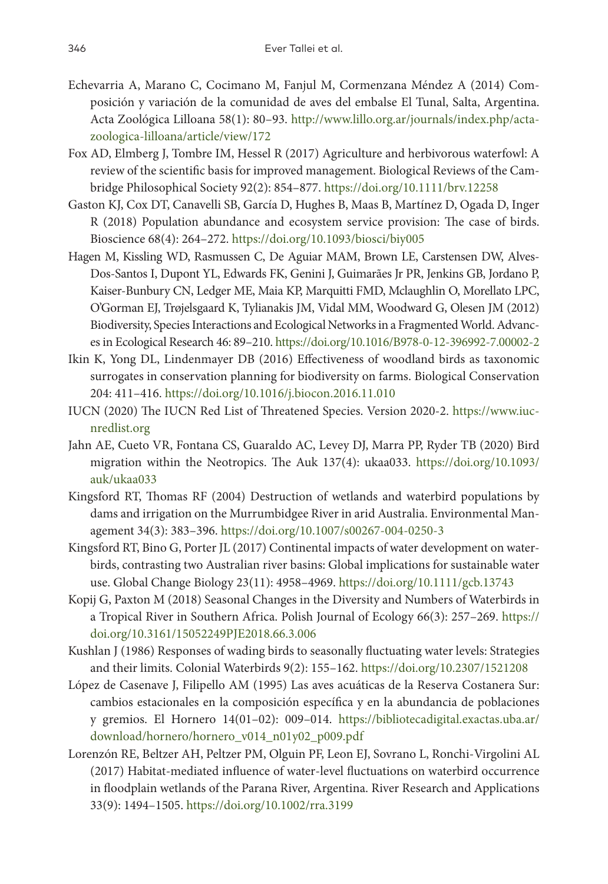Echevarria A, Marano C, Cocimano M, Fanjul M, Cormenzana Méndez A (2014) Composición y variación de la comunidad de aves del embalse El Tunal, Salta, Argentina. Acta Zoológica Lilloana 58(1): 80–93. http://www.lillo.org.ar/journals/index.php/acta-zoologica-lilloana/article/view/172

Fox AD, Elmberg J, Tombre IM, Hessel R (2017) Agriculture and herbivorous waterfowl: A review of the scientific basis for improved management. Biological Reviews of the Cambridge Philosophical Society 92(2): 854–877. https://doi.org/10.1111/brv.12258

Gaston KJ, Cox DT, Canavelli SB, García D, Hughes B, Maas B, Martínez D, Ogada D, Inger R (2018) Population abundance and ecosystem service provision: The case of birds. Bioscience 68(4): 264–272. https://doi.org/10.1093/biosci/biy005

Hagen M, Kissling WD, Rasmussen C, De Aguiar MAM, Brown LE, Carstensen DW, Alves-Dos-Santos I, Dupont YL, Edwards FK, Genini J, Guimarães Jr PR, Jenkins GB, Jordano P, Kaiser-Bunbury CN, Ledger ME, Maia KP, Marquitti FMD, Mclaughlin O, Morellato LPC, O'Gorman EJ, Trøjelsgaard K, Tylianakis JM, Vidal MM, Woodward G, Olesen JM (2012) Biodiversity, Species Interactions and Ecological Networks in a Fragmented World. Advances in Ecological Research 46: 89–210. https://doi.org/10.1016/B978-0-12-396992-7.00002-2

Ikin K, Yong DL, Lindenmayer DB (2016) Effectiveness of woodland birds as taxonomic surrogates in conservation planning for biodiversity on farms. Biological Conservation 204: 411–416. https://doi.org/10.1016/j.biocon.2016.11.010

IUCN (2020) The IUCN Red List of Threatened Species. Version 2020-2. https://www.iucnredlist.org

Jahn AE, Cueto VR, Fontana CS, Guaraldo AC, Levey DJ, Marra PP, Ryder TB (2020) Bird migration within the Neotropics. The Auk 137(4): ukaa033. https://doi.org/10.1093/auk/ukaa033

Kingsford RT, Thomas RF (2004) Destruction of wetlands and waterbird populations by dams and irrigation on the Murrumbidgee River in arid Australia. Environmental Management 34(3): 383–396. https://doi.org/10.1007/s00267-004-0250-3

Kingsford RT, Bino G, Porter JL (2017) Continental impacts of water development on waterbirds, contrasting two Australian river basins: Global implications for sustainable water use. Global Change Biology 23(11): 4958–4969. https://doi.org/10.1111/gcb.13743

Kopij G, Paxton M (2018) Seasonal Changes in the Diversity and Numbers of Waterbirds in a Tropical River in Southern Africa. Polish Journal of Ecology 66(3): 257–269. https://doi.org/10.3161/15052249PJE2018.66.3.006

Kushlan J (1986) Responses of wading birds to seasonally fluctuating water levels: Strategies and their limits. Colonial Waterbirds 9(2): 155–162. https://doi.org/10.2307/1521208

López de Casenave J, Filipello AM (1995) Las aves acuáticas de la Reserva Costanera Sur: cambios estacionales en la composición específica y en la abundancia de poblaciones y gremios. El Hornero 14(01–02): 009–014. https://bibliotecadigital.exactas.uba.ar/download/hornero/hornero_v014_n01y02_p009.pdf

Lorenzón RE, Beltzer AH, Peltzer PM, Olguin PF, Leon EJ, Sovrano L, Ronchi-Virgolini AL (2017) Habitat-mediated influence of water-level fluctuations on waterbird occurrence in floodplain wetlands of the Parana River, Argentina. River Research and Applications 33(9): 1494–1505. https://doi.org/10.1002/rra.3199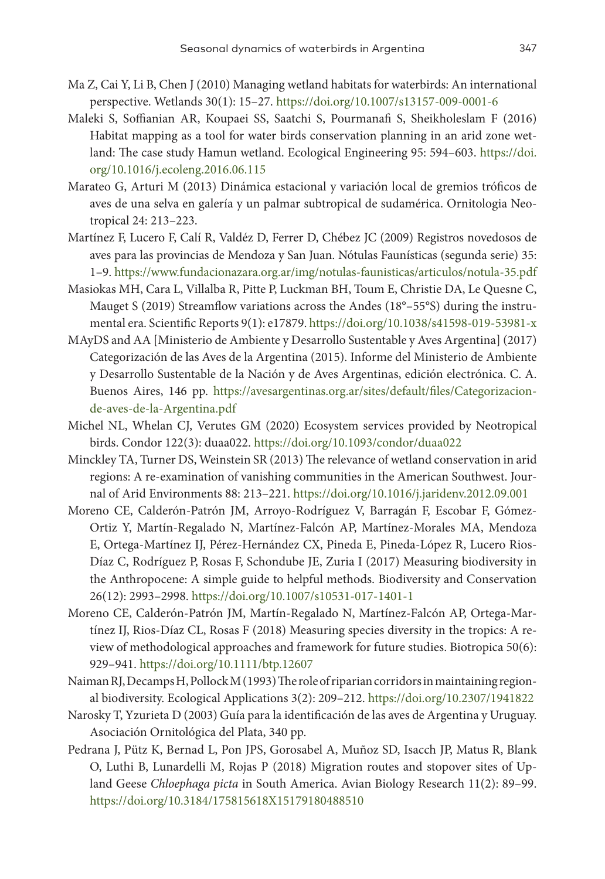Ma Z, Cai Y, Li B, Chen J (2010) Managing wetland habitats for waterbirds: An international perspective. Wetlands 30(1): 15–27. https://doi.org/10.1007/s13157-009-0001-6

Maleki S, Soffianian AR, Koupaei SS, Saatchi S, Pourmanafi S, Sheikholeslam F (2016) Habitat mapping as a tool for water birds conservation planning in an arid zone wetland: The case study Hamun wetland. Ecological Engineering 95: 594–603. https://doi.org/10.1016/j.ecoleng.2016.06.115

Marateo G, Arturi M (2013) Dinámica estacional y variación local de gremios tróficos de aves de una selva en galería y un palmar subtropical de sudamérica. Ornitologia Neotropical 24: 213–223.

Martínez F, Lucero F, Calí R, Valdéz D, Ferrer D, Chébez JC (2009) Registros novedosos de aves para las provincias de Mendoza y San Juan. Nótulas Faunísticas (segunda serie) 35: 1–9. https://www.fundacionazara.org.ar/img/notulas-faunisticas/articulos/notula-35.pdf

Masiokas MH, Cara L, Villalba R, Pitte P, Luckman BH, Toum E, Christie DA, Le Quesne C, Mauget S (2019) Streamflow variations across the Andes (18°–55°S) during the instrumental era. Scientific Reports 9(1): e17879. https://doi.org/10.1038/s41598-019-53981-x

MAyDS and AA [Ministerio de Ambiente y Desarrollo Sustentable y Aves Argentina] (2017) Categorización de las Aves de la Argentina (2015). Informe del Ministerio de Ambiente y Desarrollo Sustentable de la Nación y de Aves Argentinas, edición electrónica. C. A. Buenos Aires, 146 pp. https://avesargentinas.org.ar/sites/default/files/Categorizacion-de-aves-de-la-Argentina.pdf

Michel NL, Whelan CJ, Verutes GM (2020) Ecosystem services provided by Neotropical birds. Condor 122(3): duaa022. https://doi.org/10.1093/condor/duaa022

Minckley TA, Turner DS, Weinstein SR (2013) The relevance of wetland conservation in arid regions: A re-examination of vanishing communities in the American Southwest. Journal of Arid Environments 88: 213–221. https://doi.org/10.1016/j.jaridenv.2012.09.001

Moreno CE, Calderón-Patrón JM, Arroyo-Rodríguez V, Barragán F, Escobar F, Gómez-Ortiz Y, Martín-Regalado N, Martínez-Falcón AP, Martínez-Morales MA, Mendoza E, Ortega-Martínez IJ, Pérez-Hernández CX, Pineda E, Pineda-López R, Lucero Rios-Díaz C, Rodríguez P, Rosas F, Schondube JE, Zuria I (2017) Measuring biodiversity in the Anthropocene: A simple guide to helpful methods. Biodiversity and Conservation 26(12): 2993–2998. https://doi.org/10.1007/s10531-017-1401-1

Moreno CE, Calderón-Patrón JM, Martín-Regalado N, Martínez-Falcón AP, Ortega-Martínez IJ, Rios-Díaz CL, Rosas F (2018) Measuring species diversity in the tropics: A review of methodological approaches and framework for future studies. Biotropica 50(6): 929–941. https://doi.org/10.1111/btp.12607

Naiman RJ, Decamps H, Pollock M (1993) The role of riparian corridors in maintaining regional biodiversity. Ecological Applications 3(2): 209–212. https://doi.org/10.2307/1941822

Narosky T, Yzurieta D (2003) Guía para la identificación de las aves de Argentina y Uruguay. Asociación Ornitológica del Plata, 340 pp.

Pedrana J, Pütz K, Bernad L, Pon JPS, Gorosabel A, Muñoz SD, Isacch JP, Matus R, Blank O, Luthi B, Lunardelli M, Rojas P (2018) Migration routes and stopover sites of Upland Geese *Chloephaga picta* in South America. Avian Biology Research 11(2): 89–99. https://doi.org/10.3184/175815618X15179180488510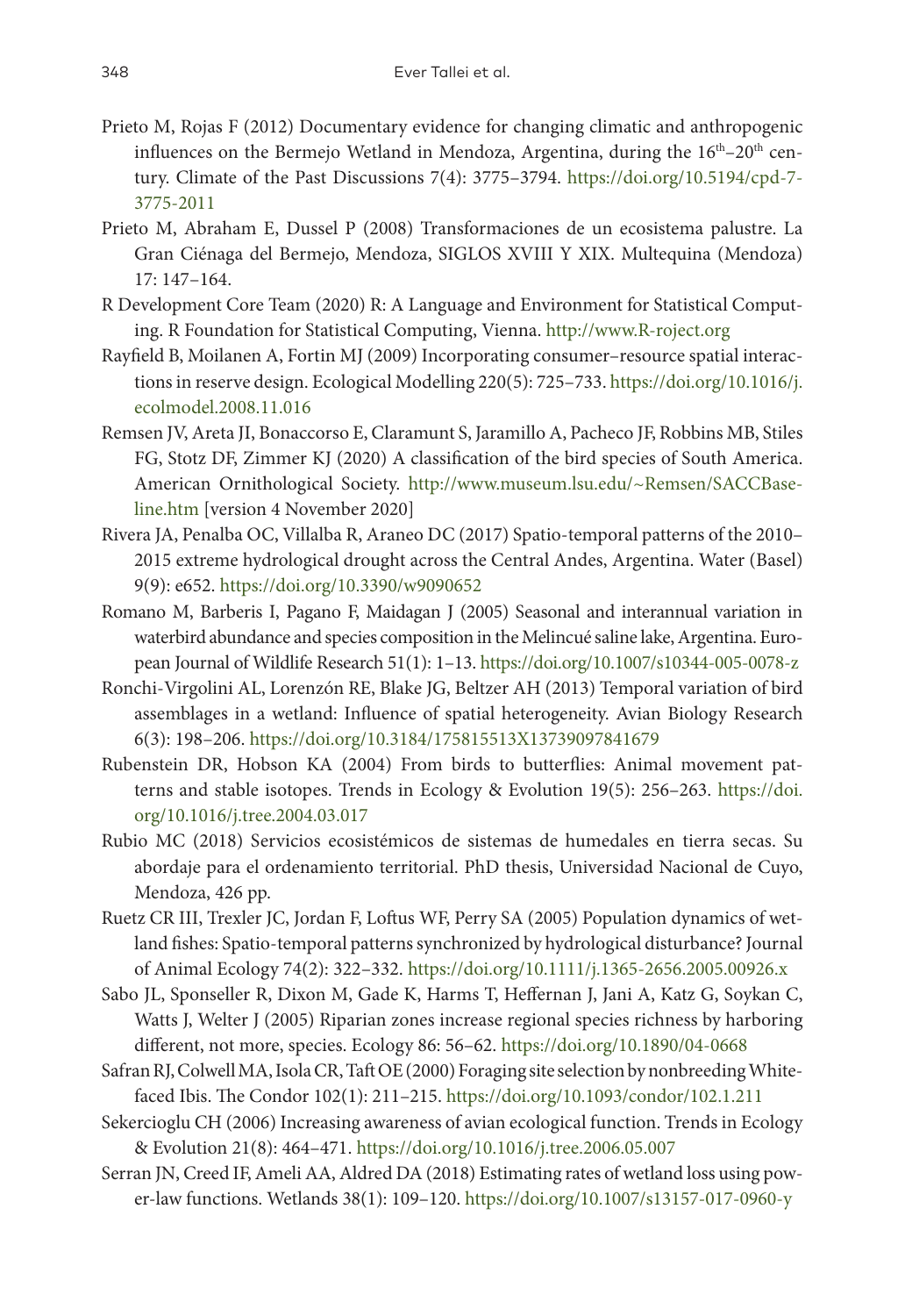Prieto M, Rojas F (2012) Documentary evidence for changing climatic and anthropogenic influences on the Bermejo Wetland in Mendoza, Argentina, during the 16th–20th century. Climate of the Past Discussions 7(4): 3775–3794. https://doi.org/10.5194/cpd-7-3775-2011

Prieto M, Abraham E, Dussel P (2008) Transformaciones de un ecosistema palustre. La Gran Ciénaga del Bermejo, Mendoza, SIGLOS XVIII Y XIX. Multequina (Mendoza) 17: 147–164.

R Development Core Team (2020) R: A Language and Environment for Statistical Computing. R Foundation for Statistical Computing, Vienna. http://www.R-roject.org

Rayfield B, Moilanen A, Fortin MJ (2009) Incorporating consumer–resource spatial interactions in reserve design. Ecological Modelling 220(5): 725–733. https://doi.org/10.1016/j.ecolmodel.2008.11.016

Remsen JV, Areta JI, Bonaccorso E, Claramunt S, Jaramillo A, Pacheco JF, Robbins MB, Stiles FG, Stotz DF, Zimmer KJ (2020) A classification of the bird species of South America. American Ornithological Society. http://www.museum.lsu.edu/~Remsen/SACCBaseline.htm [version 4 November 2020]

Rivera JA, Penalba OC, Villalba R, Araneo DC (2017) Spatio-temporal patterns of the 2010–2015 extreme hydrological drought across the Central Andes, Argentina. Water (Basel) 9(9): e652. https://doi.org/10.3390/w9090652

Romano M, Barberis I, Pagano F, Maidagan J (2005) Seasonal and interannual variation in waterbird abundance and species composition in the Melincué saline lake, Argentina. European Journal of Wildlife Research 51(1): 1–13. https://doi.org/10.1007/s10344-005-0078-z

Ronchi-Virgolini AL, Lorenzón RE, Blake JG, Beltzer AH (2013) Temporal variation of bird assemblages in a wetland: Influence of spatial heterogeneity. Avian Biology Research 6(3): 198–206. https://doi.org/10.3184/175815513X13739097841679

Rubenstein DR, Hobson KA (2004) From birds to butterflies: Animal movement patterns and stable isotopes. Trends in Ecology & Evolution 19(5): 256–263. https://doi.org/10.1016/j.tree.2004.03.017

Rubio MC (2018) Servicios ecosistémicos de sistemas de humedales en tierra secas. Su abordaje para el ordenamiento territorial. PhD thesis, Universidad Nacional de Cuyo, Mendoza, 426 pp.

Ruetz CR III, Trexler JC, Jordan F, Loftus WF, Perry SA (2005) Population dynamics of wetland fishes: Spatio-temporal patterns synchronized by hydrological disturbance? Journal of Animal Ecology 74(2): 322–332. https://doi.org/10.1111/j.1365-2656.2005.00926.x

Sabo JL, Sponseller R, Dixon M, Gade K, Harms T, Heffernan J, Jani A, Katz G, Soykan C, Watts J, Welter J (2005) Riparian zones increase regional species richness by harboring different, not more, species. Ecology 86: 56–62. https://doi.org/10.1890/04-0668

Safran RJ, Colwell MA, Isola CR, Taft OE (2000) Foraging site selection by nonbreeding White-faced Ibis. The Condor 102(1): 211–215. https://doi.org/10.1093/condor/102.1.211

Sekercioglu CH (2006) Increasing awareness of avian ecological function. Trends in Ecology & Evolution 21(8): 464–471. https://doi.org/10.1016/j.tree.2006.05.007

Serran JN, Creed IF, Ameli AA, Aldred DA (2018) Estimating rates of wetland loss using power-law functions. Wetlands 38(1): 109–120. https://doi.org/10.1007/s13157-017-0960-y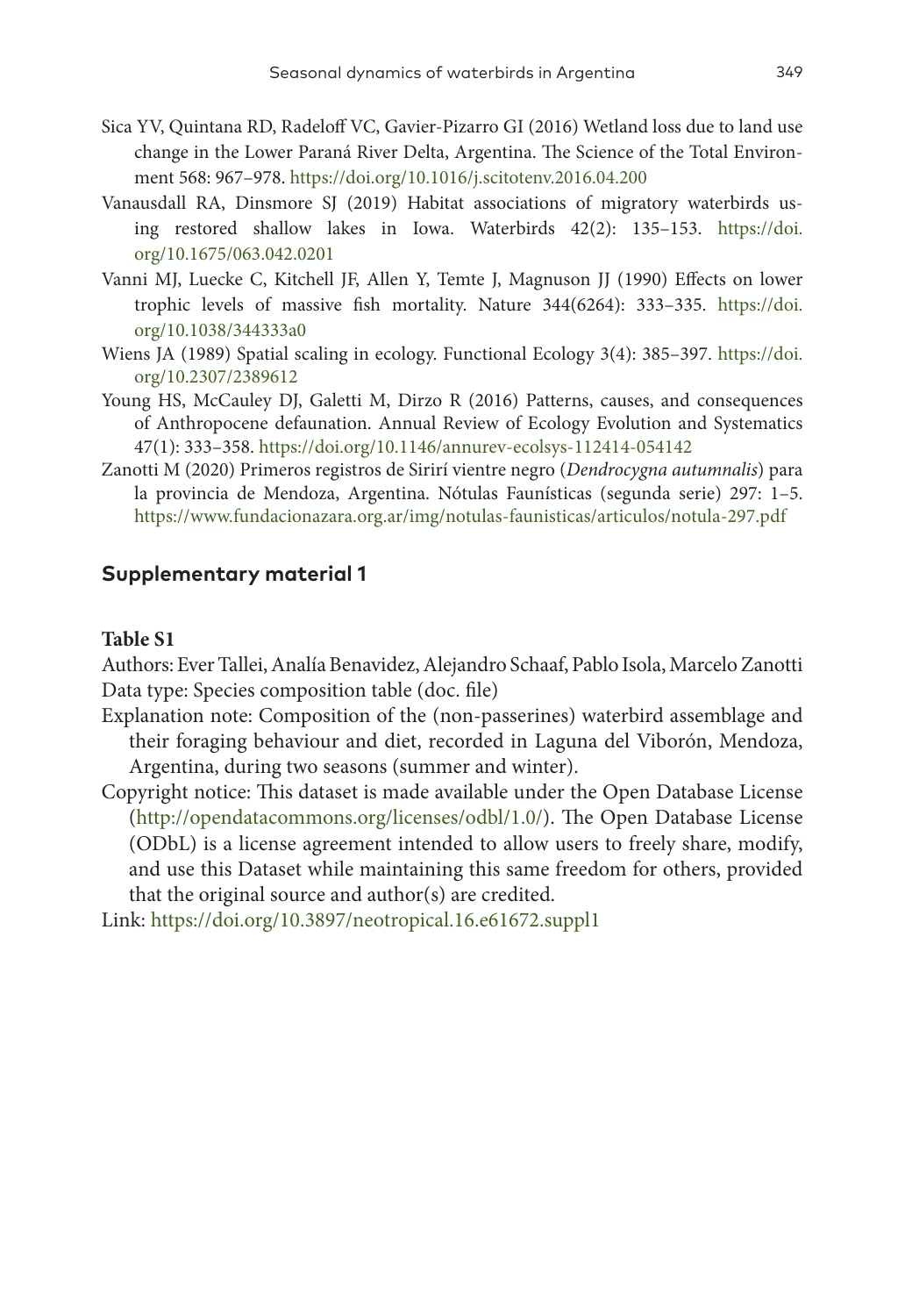Sica YV, Quintana RD, Radeloff VC, Gavier-Pizarro GI (2016) Wetland loss due to land use change in the Lower Paraná River Delta, Argentina. The Science of the Total Environment 568: 967–978. https://doi.org/10.1016/j.scitotenv.2016.04.200

Vanausdall RA, Dinsmore SJ (2019) Habitat associations of migratory waterbirds using restored shallow lakes in Iowa. Waterbirds 42(2): 135–153. https://doi.org/10.1675/063.042.0201

Vanni MJ, Luecke C, Kitchell JF, Allen Y, Temte J, Magnuson JJ (1990) Effects on lower trophic levels of massive fish mortality. Nature 344(6264): 333–335. https://doi.org/10.1038/344333a0

Wiens JA (1989) Spatial scaling in ecology. Functional Ecology 3(4): 385–397. https://doi.org/10.2307/2389612

Young HS, McCauley DJ, Galetti M, Dirzo R (2016) Patterns, causes, and consequences of Anthropocene defaunation. Annual Review of Ecology Evolution and Systematics 47(1): 333–358. https://doi.org/10.1146/annurev-ecolsys-112414-054142

Zanotti M (2020) Primeros registros de Sirirí vientre negro (*Dendrocygna autumnalis*) para la provincia de Mendoza, Argentina. Nótulas Faunísticas (segunda serie) 297: 1–5. https://www.fundacionazara.org.ar/img/notulas-faunisticas/articulos/notula-297.pdf

## Supplementary material 1

**Table S1**

Authors: Ever Tallei, Analía Benavidez, Alejandro Schaaf, Pablo Isola, Marcelo Zanotti

Data type: Species composition table (doc. file)

Explanation note: Composition of the (non-passerines) waterbird assemblage and their foraging behaviour and diet, recorded in Laguna del Viborón, Mendoza, Argentina, during two seasons (summer and winter).

Copyright notice: This dataset is made available under the Open Database License (http://opendatacommons.org/licenses/odbl/1.0/). The Open Database License (ODbL) is a license agreement intended to allow users to freely share, modify, and use this Dataset while maintaining this same freedom for others, provided that the original source and author(s) are credited.

Link: https://doi.org/10.3897/neotropical.16.e61672.suppl1